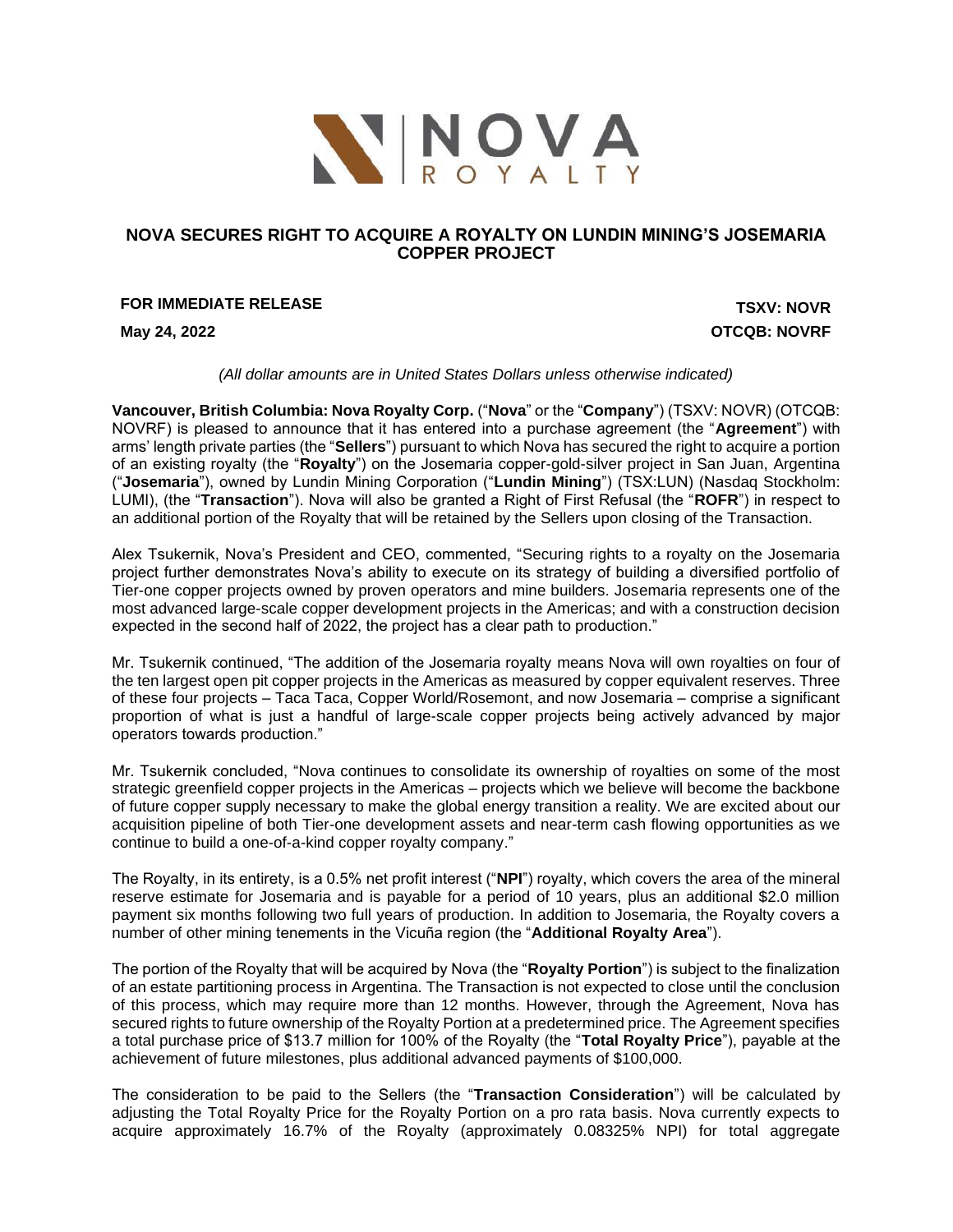# NOVA SECURES RIGHT TO ACQUIRE A ROYALTY ON LUNDIN MINING'S JOSEMARIA COPPER PROJECT

**FOR IMMEDIATE RELEASE**

**May 24, 2022**

**TSXV: NOVR**

**OTCQB: NOVRF**

*(All dollar amounts are in United States Dollars unless otherwise indicated)*

**Vancouver, British Columbia: Nova Royalty Corp.** ("**Nova**" or the "**Company**") (TSXV: NOVR) (OTCQB: NOVRF) is pleased to announce that it has entered into a purchase agreement (the "**Agreement**") with arms' length private parties (the "**Sellers**") pursuant to which Nova has secured the right to acquire a portion of an existing royalty (the "**Royalty**") on the Josemaria copper-gold-silver project in San Juan, Argentina ("**Josemaria**"), owned by Lundin Mining Corporation ("**Lundin Mining**") (TSX:LUN) (Nasdaq Stockholm: LUMI), (the "**Transaction**"). Nova will also be granted a Right of First Refusal (the "**ROFR**") in respect to an additional portion of the Royalty that will be retained by the Sellers upon closing of the Transaction.

Alex Tsukernik, Nova's President and CEO, commented, "Securing rights to a royalty on the Josemaria project further demonstrates Nova's ability to execute on its strategy of building a diversified portfolio of Tier-one copper projects owned by proven operators and mine builders. Josemaria represents one of the most advanced large-scale copper development projects in the Americas; and with a construction decision expected in the second half of 2022, the project has a clear path to production."

Mr. Tsukernik continued, "The addition of the Josemaria royalty means Nova will own royalties on four of the ten largest open pit copper projects in the Americas as measured by copper equivalent reserves. Three of these four projects – Taca Taca, Copper World/Rosemont, and now Josemaria – comprise a significant proportion of what is just a handful of large-scale copper projects being actively advanced by major operators towards production."

Mr. Tsukernik concluded, "Nova continues to consolidate its ownership of royalties on some of the most strategic greenfield copper projects in the Americas – projects which we believe will become the backbone of future copper supply necessary to make the global energy transition a reality. We are excited about our acquisition pipeline of both Tier-one development assets and near-term cash flowing opportunities as we continue to build a one-of-a-kind copper royalty company."

The Royalty, in its entirety, is a 0.5% net profit interest ("**NPI**") royalty, which covers the area of the mineral reserve estimate for Josemaria and is payable for a period of 10 years, plus an additional $2.0 million payment six months following two full years of production. In addition to Josemaria, the Royalty covers a number of other mining tenements in the Vicuña region (the "**Additional Royalty Area**").

The portion of the Royalty that will be acquired by Nova (the "**Royalty Portion**") is subject to the finalization of an estate partitioning process in Argentina. The Transaction is not expected to close until the conclusion of this process, which may require more than 12 months. However, through the Agreement, Nova has secured rights to future ownership of the Royalty Portion at a predetermined price. The Agreement specifies a total purchase price of $13.7 million for 100% of the Royalty (the "**Total Royalty Price**"), payable at the achievement of future milestones, plus additional advanced payments of $100,000.

The consideration to be paid to the Sellers (the "**Transaction Consideration**") will be calculated by adjusting the Total Royalty Price for the Royalty Portion on a pro rata basis. Nova currently expects to acquire approximately 16.7% of the Royalty (approximately 0.08325% NPI) for total aggregate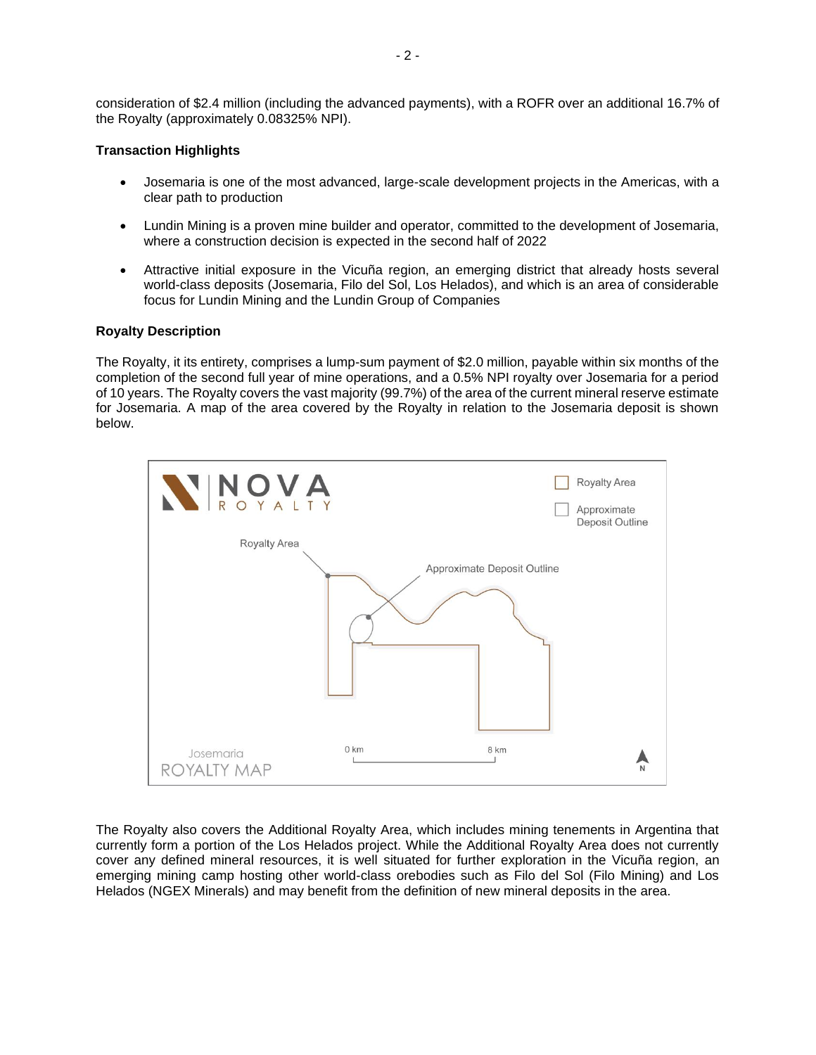consideration of $2.4 million (including the advanced payments), with a ROFR over an additional 16.7% of the Royalty (approximately 0.08325% NPI).

**Transaction Highlights**

- Josemaria is one of the most advanced, large-scale development projects in the Americas, with a clear path to production
- Lundin Mining is a proven mine builder and operator, committed to the development of Josemaria, where a construction decision is expected in the second half of 2022
- Attractive initial exposure in the Vicuña region, an emerging district that already hosts several world-class deposits (Josemaria, Filo del Sol, Los Helados), and which is an area of considerable focus for Lundin Mining and the Lundin Group of Companies

**Royalty Description**

The Royalty, it its entirety, comprises a lump-sum payment of $2.0 million, payable within six months of the completion of the second full year of mine operations, and a 0.5% NPI royalty over Josemaria for a period of 10 years. The Royalty covers the vast majority (99.7%) of the area of the current mineral reserve estimate for Josemaria. A map of the area covered by the Royalty in relation to the Josemaria deposit is shown below.

The Royalty also covers the Additional Royalty Area, which includes mining tenements in Argentina that currently form a portion of the Los Helados project. While the Additional Royalty Area does not currently cover any defined mineral resources, it is well situated for further exploration in the Vicuña region, an emerging mining camp hosting other world-class orebodies such as Filo del Sol (Filo Mining) and Los Helados (NGEX Minerals) and may benefit from the definition of new mineral deposits in the area.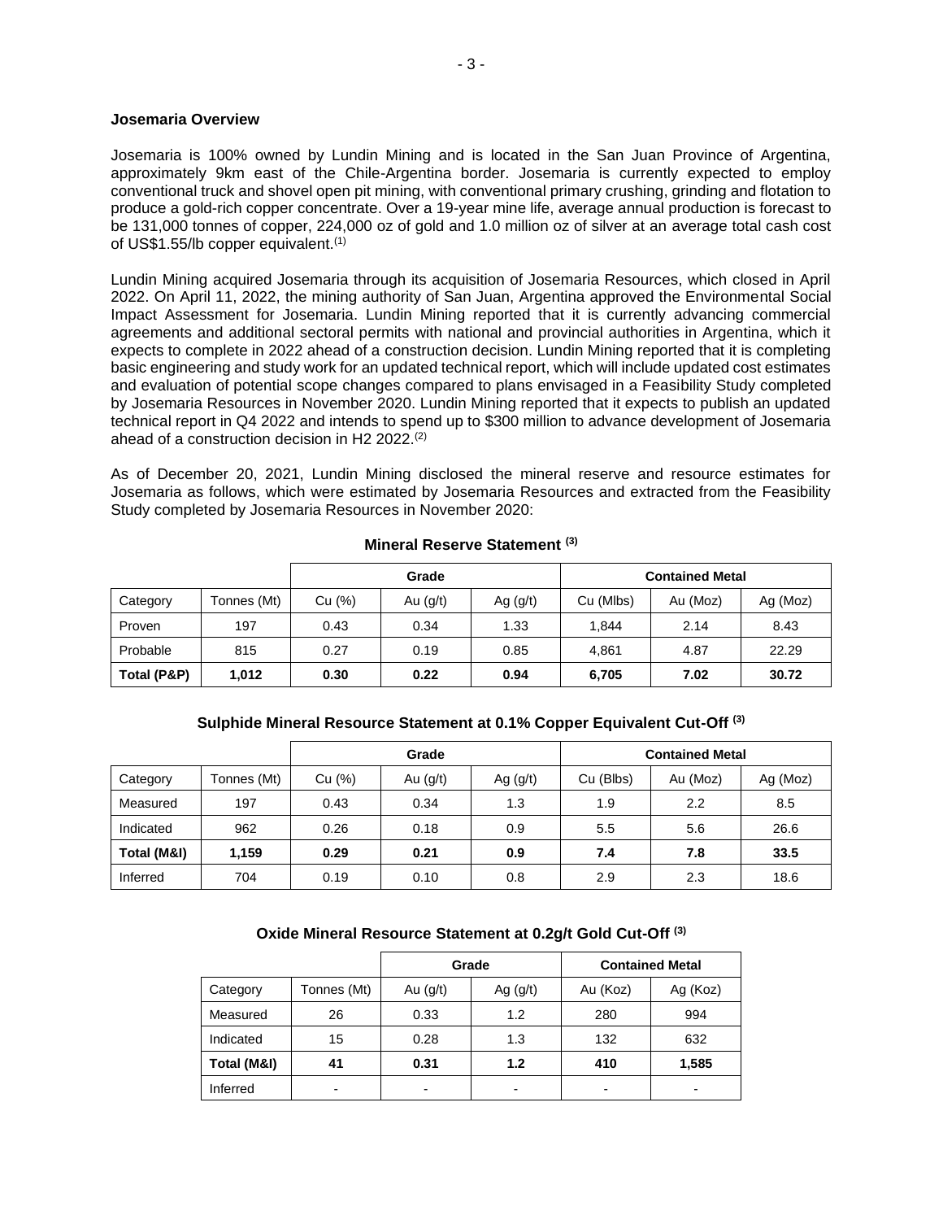**Josemaria Overview**

Josemaria is 100% owned by Lundin Mining and is located in the San Juan Province of Argentina, approximately 9km east of the Chile-Argentina border. Josemaria is currently expected to employ conventional truck and shovel open pit mining, with conventional primary crushing, grinding and flotation to produce a gold-rich copper concentrate. Over a 19-year mine life, average annual production is forecast to be 131,000 tonnes of copper, 224,000 oz of gold and 1.0 million oz of silver at an average total cash cost of US$1.55/lb copper equivalent.[1]

Lundin Mining acquired Josemaria through its acquisition of Josemaria Resources, which closed in April 2022. On April 11, 2022, the mining authority of San Juan, Argentina approved the Environmental Social Impact Assessment for Josemaria. Lundin Mining reported that it is currently advancing commercial agreements and additional sectoral permits with national and provincial authorities in Argentina, which it expects to complete in 2022 ahead of a construction decision. Lundin Mining reported that it is completing basic engineering and study work for an updated technical report, which will include updated cost estimates and evaluation of potential scope changes compared to plans envisaged in a Feasibility Study completed by Josemaria Resources in November 2020. Lundin Mining reported that it expects to publish an updated technical report in Q4 2022 and intends to spend up to $300 million to advance development of Josemaria ahead of a construction decision in H2 2022.[2]

As of December 20, 2021, Lundin Mining disclosed the mineral reserve and resource estimates for Josemaria as follows, which were estimated by Josemaria Resources and extracted from the Feasibility Study completed by Josemaria Resources in November 2020:

**Mineral Reserve Statement [3]**

| | | Grade | | | Contained Metal | | |
|---|---|---|---|---|---|---|---|
| Category | Tonnes (Mt) | Cu (%) | Au (g/t) | Ag (g/t) | Cu (Mlbs) | Au (Moz) | Ag (Moz) |
| Proven | 197 | 0.43 | 0.34 | 1.33 | 1,844 | 2.14 | 8.43 |
| Probable | 815 | 0.27 | 0.19 | 0.85 | 4,861 | 4.87 | 22.29 |
| **Total (P&P)** | **1,012** | **0.30** | **0.22** | **0.94** | **6,705** | **7.02** | **30.72** |

**Sulphide Mineral Resource Statement at 0.1% Copper Equivalent Cut-Off [3]**

| | | Grade | | | Contained Metal | | |
|---|---|---|---|---|---|---|---|
| Category | Tonnes (Mt) | Cu (%) | Au (g/t) | Ag (g/t) | Cu (Blbs) | Au (Moz) | Ag (Moz) |
| Measured | 197 | 0.43 | 0.34 | 1.3 | 1.9 | 2.2 | 8.5 |
| Indicated | 962 | 0.26 | 0.18 | 0.9 | 5.5 | 5.6 | 26.6 |
| **Total (M&I)** | **1,159** | **0.29** | **0.21** | **0.9** | **7.4** | **7.8** | **33.5** |
| Inferred | 704 | 0.19 | 0.10 | 0.8 | 2.9 | 2.3 | 18.6 |

**Oxide Mineral Resource Statement at 0.2g/t Gold Cut-Off [3]**

| | | Grade | | Contained Metal | |
|---|---|---|---|---|---|
| Category | Tonnes (Mt) | Au (g/t) | Ag (g/t) | Au (Koz) | Ag (Koz) |
| Measured | 26 | 0.33 | 1.2 | 280 | 994 |
| Indicated | 15 | 0.28 | 1.3 | 132 | 632 |
| **Total (M&I)** | **41** | **0.31** | **1.2** | **410** | **1,585** |
| Inferred | - | - | - | - | - |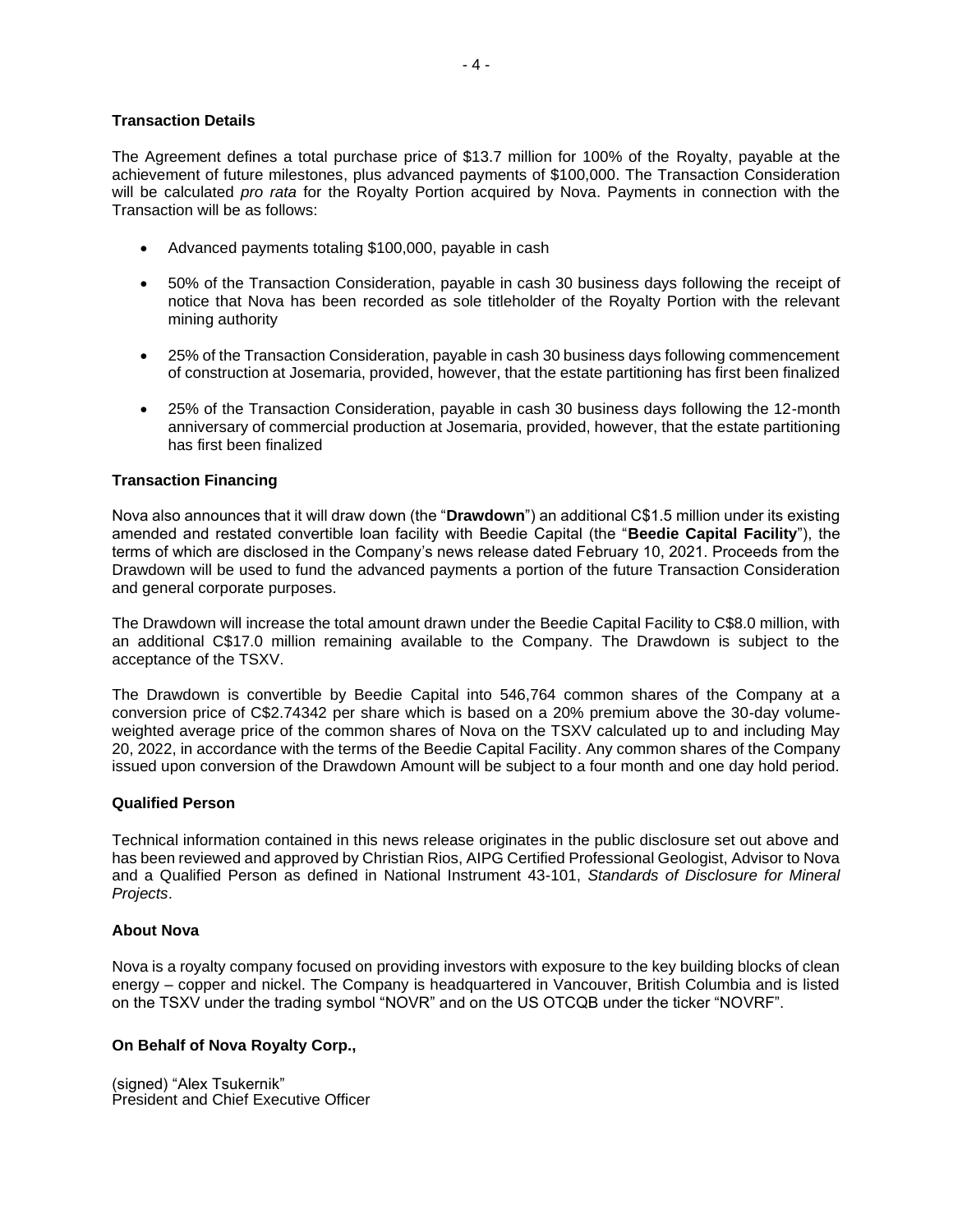**Transaction Details**

The Agreement defines a total purchase price of $13.7 million for 100% of the Royalty, payable at the achievement of future milestones, plus advanced payments of $100,000. The Transaction Consideration will be calculated *pro rata* for the Royalty Portion acquired by Nova. Payments in connection with the Transaction will be as follows:

- Advanced payments totaling $100,000, payable in cash
- 50% of the Transaction Consideration, payable in cash 30 business days following the receipt of notice that Nova has been recorded as sole titleholder of the Royalty Portion with the relevant mining authority
- 25% of the Transaction Consideration, payable in cash 30 business days following commencement of construction at Josemaria, provided, however, that the estate partitioning has first been finalized
- 25% of the Transaction Consideration, payable in cash 30 business days following the 12-month anniversary of commercial production at Josemaria, provided, however, that the estate partitioning has first been finalized

**Transaction Financing**

Nova also announces that it will draw down (the "**Drawdown**") an additional C$1.5 million under its existing amended and restated convertible loan facility with Beedie Capital (the "**Beedie Capital Facility**"), the terms of which are disclosed in the Company's news release dated February 10, 2021. Proceeds from the Drawdown will be used to fund the advanced payments a portion of the future Transaction Consideration and general corporate purposes.

The Drawdown will increase the total amount drawn under the Beedie Capital Facility to C$8.0 million, with an additional C$17.0 million remaining available to the Company. The Drawdown is subject to the acceptance of the TSXV.

The Drawdown is convertible by Beedie Capital into 546,764 common shares of the Company at a conversion price of C$2.74342 per share which is based on a 20% premium above the 30-day volume-weighted average price of the common shares of Nova on the TSXV calculated up to and including May 20, 2022, in accordance with the terms of the Beedie Capital Facility. Any common shares of the Company issued upon conversion of the Drawdown Amount will be subject to a four month and one day hold period.

**Qualified Person**

Technical information contained in this news release originates in the public disclosure set out above and has been reviewed and approved by Christian Rios, AIPG Certified Professional Geologist, Advisor to Nova and a Qualified Person as defined in National Instrument 43-101, *Standards of Disclosure for Mineral Projects*.

**About Nova**

Nova is a royalty company focused on providing investors with exposure to the key building blocks of clean energy – copper and nickel. The Company is headquartered in Vancouver, British Columbia and is listed on the TSXV under the trading symbol "NOVR" and on the US OTCQB under the ticker "NOVRF".

**On Behalf of Nova Royalty Corp.,**

(signed) "Alex Tsukernik"
President and Chief Executive Officer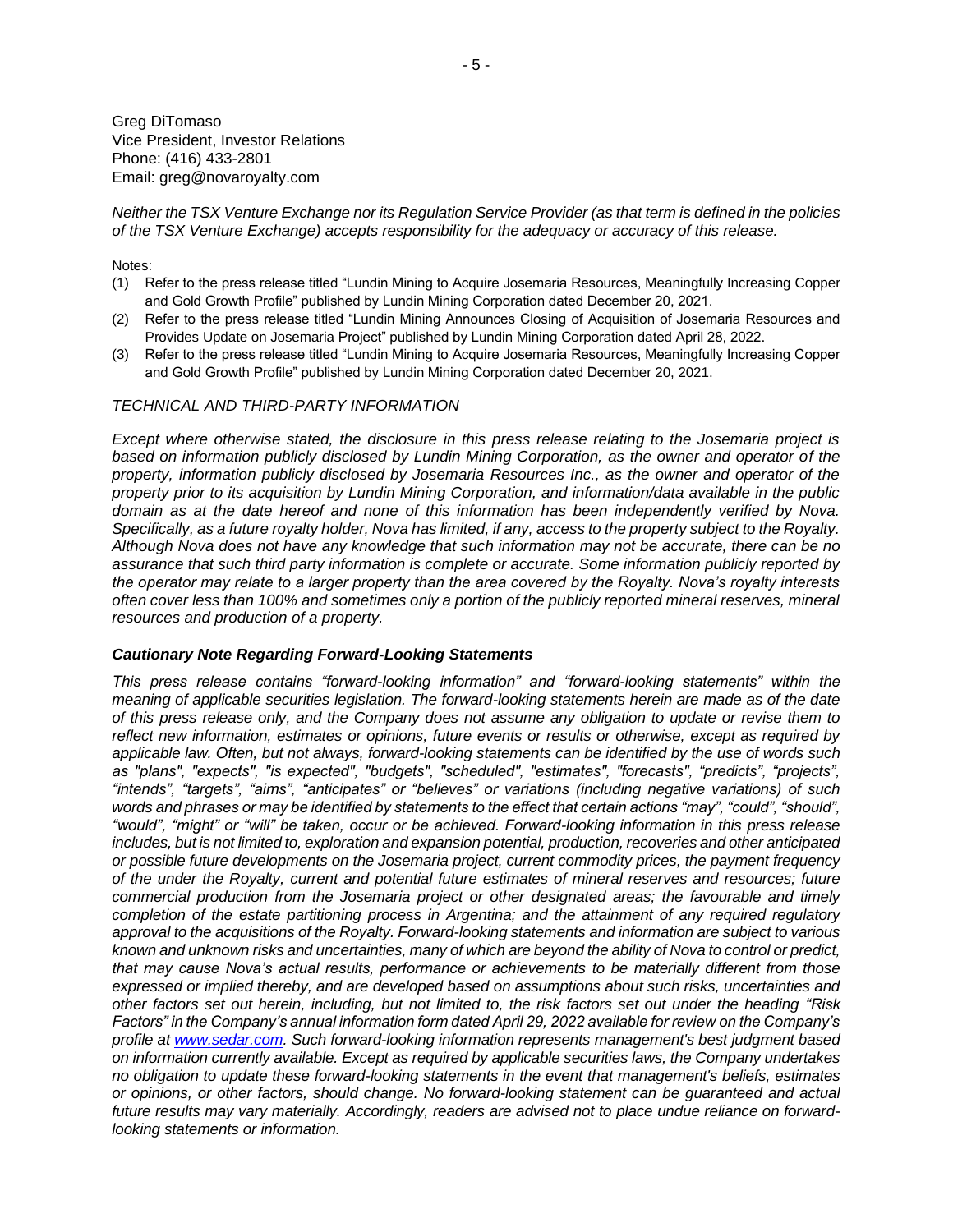Greg DiTomaso
Vice President, Investor Relations
Phone: (416) 433-2801
Email: greg@novaroyalty.com

*Neither the TSX Venture Exchange nor its Regulation Service Provider (as that term is defined in the policies of the TSX Venture Exchange) accepts responsibility for the adequacy or accuracy of this release.*

Notes:

(1) Refer to the press release titled "Lundin Mining to Acquire Josemaria Resources, Meaningfully Increasing Copper and Gold Growth Profile" published by Lundin Mining Corporation dated December 20, 2021.
(2) Refer to the press release titled "Lundin Mining Announces Closing of Acquisition of Josemaria Resources and Provides Update on Josemaria Project" published by Lundin Mining Corporation dated April 28, 2022.
(3) Refer to the press release titled "Lundin Mining to Acquire Josemaria Resources, Meaningfully Increasing Copper and Gold Growth Profile" published by Lundin Mining Corporation dated December 20, 2021.

*TECHNICAL AND THIRD-PARTY INFORMATION*

*Except where otherwise stated, the disclosure in this press release relating to the Josemaria project is based on information publicly disclosed by Lundin Mining Corporation, as the owner and operator of the property, information publicly disclosed by Josemaria Resources Inc., as the owner and operator of the property prior to its acquisition by Lundin Mining Corporation, and information/data available in the public domain as at the date hereof and none of this information has been independently verified by Nova. Specifically, as a future royalty holder, Nova has limited, if any, access to the property subject to the Royalty. Although Nova does not have any knowledge that such information may not be accurate, there can be no assurance that such third party information is complete or accurate. Some information publicly reported by the operator may relate to a larger property than the area covered by the Royalty. Nova's royalty interests often cover less than 100% and sometimes only a portion of the publicly reported mineral reserves, mineral resources and production of a property.*

***Cautionary Note Regarding Forward-Looking Statements***

*This press release contains "forward-looking information" and "forward-looking statements" within the meaning of applicable securities legislation. The forward-looking statements herein are made as of the date of this press release only, and the Company does not assume any obligation to update or revise them to reflect new information, estimates or opinions, future events or results or otherwise, except as required by applicable law. Often, but not always, forward-looking statements can be identified by the use of words such as "plans", "expects", "is expected", "budgets", "scheduled", "estimates", "forecasts", "predicts", "projects", "intends", "targets", "aims", "anticipates" or "believes" or variations (including negative variations) of such words and phrases or may be identified by statements to the effect that certain actions "may", "could", "should", "would", "might" or "will" be taken, occur or be achieved. Forward-looking information in this press release includes, but is not limited to, exploration and expansion potential, production, recoveries and other anticipated or possible future developments on the Josemaria project, current commodity prices, the payment frequency of the under the Royalty, current and potential future estimates of mineral reserves and resources; future commercial production from the Josemaria project or other designated areas; the favourable and timely completion of the estate partitioning process in Argentina; and the attainment of any required regulatory approval to the acquisitions of the Royalty. Forward-looking statements and information are subject to various known and unknown risks and uncertainties, many of which are beyond the ability of Nova to control or predict, that may cause Nova's actual results, performance or achievements to be materially different from those expressed or implied thereby, and are developed based on assumptions about such risks, uncertainties and other factors set out herein, including, but not limited to, the risk factors set out under the heading "Risk Factors" in the Company's annual information form dated April 29, 2022 available for review on the Company's profile at [www.sedar.com](http://www.sedar.com). Such forward-looking information represents management's best judgment based on information currently available. Except as required by applicable securities laws, the Company undertakes no obligation to update these forward-looking statements in the event that management's beliefs, estimates or opinions, or other factors, should change. No forward-looking statement can be guaranteed and actual future results may vary materially. Accordingly, readers are advised not to place undue reliance on forward-looking statements or information.*